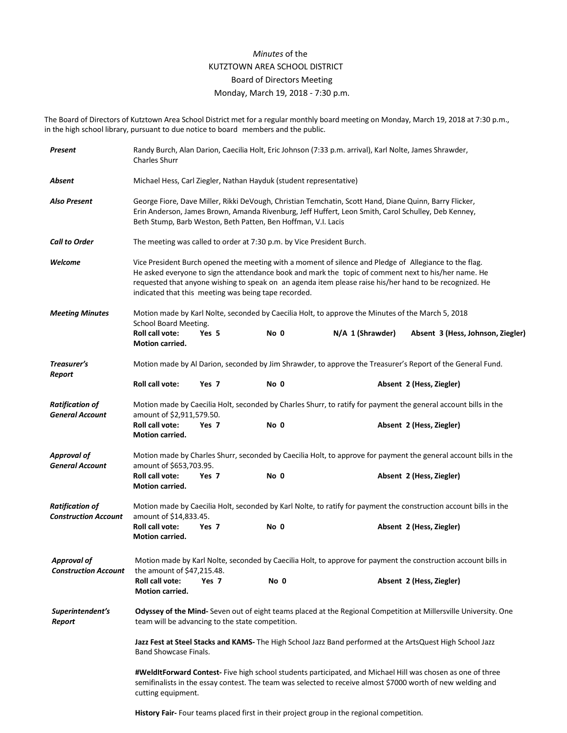*Minutes* of the
KUTZTOWN AREA SCHOOL DISTRICT
Board of Directors Meeting
Monday, March 19, 2018 - 7:30 p.m.

The Board of Directors of Kutztown Area School District met for a regular monthly board meeting on Monday, March 19, 2018 at 7:30 p.m., in the high school library, pursuant to due notice to board members and the public.

***Present*** Randy Burch, Alan Darion, Caecilia Holt, Eric Johnson (7:33 p.m. arrival), Karl Nolte, James Shrawder, Charles Shurr

***Absent*** Michael Hess, Carl Ziegler, Nathan Hayduk (student representative)

***Also Present*** George Fiore, Dave Miller, Rikki DeVough, Christian Temchatin, Scott Hand, Diane Quinn, Barry Flicker, Erin Anderson, James Brown, Amanda Rivenburg, Jeff Huffert, Leon Smith, Carol Schulley, Deb Kenney, Beth Stump, Barb Weston, Beth Patten, Ben Hoffman, V.I. Lacis

***Call to Order*** The meeting was called to order at 7:30 p.m. by Vice President Burch.

***Welcome*** Vice President Burch opened the meeting with a moment of silence and Pledge of Allegiance to the flag. He asked everyone to sign the attendance book and mark the topic of comment next to his/her name. He requested that anyone wishing to speak on an agenda item please raise his/her hand to be recognized. He indicated that this meeting was being tape recorded.

***Meeting Minutes*** Motion made by Karl Nolte, seconded by Caecilia Holt, to approve the Minutes of the March 5, 2018 School Board Meeting.
**Roll call vote: Yes 5 No 0 N/A 1 (Shrawder) Absent 3 (Hess, Johnson, Ziegler)**
**Motion carried.**

***Treasurer's Report*** Motion made by Al Darion, seconded by Jim Shrawder, to approve the Treasurer's Report of the General Fund.
**Roll call vote: Yes 7 No 0 Absent 2 (Hess, Ziegler)**

***Ratification of General Account*** Motion made by Caecilia Holt, seconded by Charles Shurr, to ratify for payment the general account bills in the amount of $2,911,579.50.
**Roll call vote: Yes 7 No 0 Absent 2 (Hess, Ziegler)**
**Motion carried.**

***Approval of General Account*** Motion made by Charles Shurr, seconded by Caecilia Holt, to approve for payment the general account bills in the amount of $653,703.95.
**Roll call vote: Yes 7 No 0 Absent 2 (Hess, Ziegler)**
**Motion carried.**

***Ratification of Construction Account*** Motion made by Caecilia Holt, seconded by Karl Nolte, to ratify for payment the construction account bills in the amount of $14,833.45.
**Roll call vote: Yes 7 No 0 Absent 2 (Hess, Ziegler)**
**Motion carried.**

***Approval of Construction Account*** Motion made by Karl Nolte, seconded by Caecilia Holt, to approve for payment the construction account bills in the amount of $47,215.48.
**Roll call vote: Yes 7 No 0 Absent 2 (Hess, Ziegler)**
**Motion carried.**

***Superintendent's Report***

**Odyssey of the Mind-** Seven out of eight teams placed at the Regional Competition at Millersville University. One team will be advancing to the state competition.

**Jazz Fest at Steel Stacks and KAMS-** The High School Jazz Band performed at the ArtsQuest High School Jazz Band Showcase Finals.

**#WeldItForward Contest-** Five high school students participated, and Michael Hill was chosen as one of three semifinalists in the essay contest. The team was selected to receive almost $7000 worth of new welding and cutting equipment.

**History Fair-** Four teams placed first in their project group in the regional competition.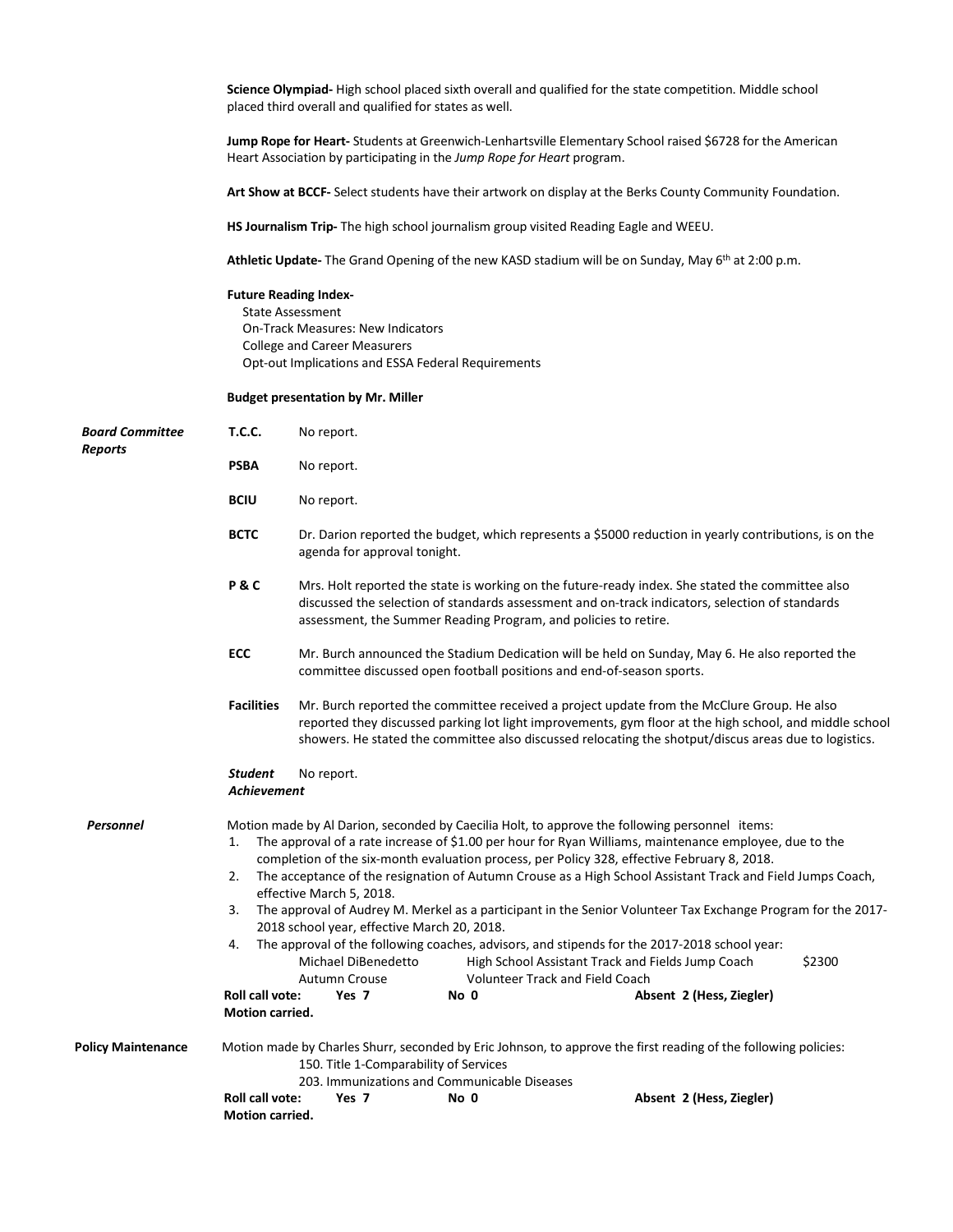**Science Olympiad-** High school placed sixth overall and qualified for the state competition. Middle school placed third overall and qualified for states as well.

**Jump Rope for Heart-** Students at Greenwich-Lenhartsville Elementary School raised $6728 for the American Heart Association by participating in the *Jump Rope for Heart* program.

**Art Show at BCCF-** Select students have their artwork on display at the Berks County Community Foundation.

**HS Journalism Trip-** The high school journalism group visited Reading Eagle and WEEU.

**Athletic Update-** The Grand Opening of the new KASD stadium will be on Sunday, May 6th at 2:00 p.m.

**Future Reading Index-**
State Assessment
On-Track Measures: New Indicators
College and Career Measurers
Opt-out Implications and ESSA Federal Requirements

**Budget presentation by Mr. Miller**

***Board Committee Reports***

**T.C.C.** No report.

**PSBA** No report.

**BCIU** No report.

**BCTC** Dr. Darion reported the budget, which represents a $5000 reduction in yearly contributions, is on the agenda for approval tonight.

**P & C** Mrs. Holt reported the state is working on the future-ready index. She stated the committee also discussed the selection of standards assessment and on-track indicators, selection of standards assessment, the Summer Reading Program, and policies to retire.

**ECC** Mr. Burch announced the Stadium Dedication will be held on Sunday, May 6. He also reported the committee discussed open football positions and end-of-season sports.

**Facilities** Mr. Burch reported the committee received a project update from the McClure Group. He also reported they discussed parking lot light improvements, gym floor at the high school, and middle school showers. He stated the committee also discussed relocating the shotput/discus areas due to logistics.

***Student Achievement*** No report.

***Personnel***

Motion made by Al Darion, seconded by Caecilia Holt, to approve the following personnel items:

1. The approval of a rate increase of $1.00 per hour for Ryan Williams, maintenance employee, due to the completion of the six-month evaluation process, per Policy 328, effective February 8, 2018.
2. The acceptance of the resignation of Autumn Crouse as a High School Assistant Track and Field Jumps Coach, effective March 5, 2018.
3. The approval of Audrey M. Merkel as a participant in the Senior Volunteer Tax Exchange Program for the 2017-2018 school year, effective March 20, 2018.
4. The approval of the following coaches, advisors, and stipends for the 2017-2018 school year:

| | | |
|---|---|---|
| Michael DiBenedetto | High School Assistant Track and Fields Jump Coach | $2300 |
| Autumn Crouse | Volunteer Track and Field Coach | |

**Roll call vote: Yes 7 No 0 Absent 2 (Hess, Ziegler)**
**Motion carried.**

**Policy Maintenance**

Motion made by Charles Shurr, seconded by Eric Johnson, to approve the first reading of the following policies:
150. Title 1-Comparability of Services
203. Immunizations and Communicable Diseases

**Roll call vote: Yes 7 No 0 Absent 2 (Hess, Ziegler)**
**Motion carried.**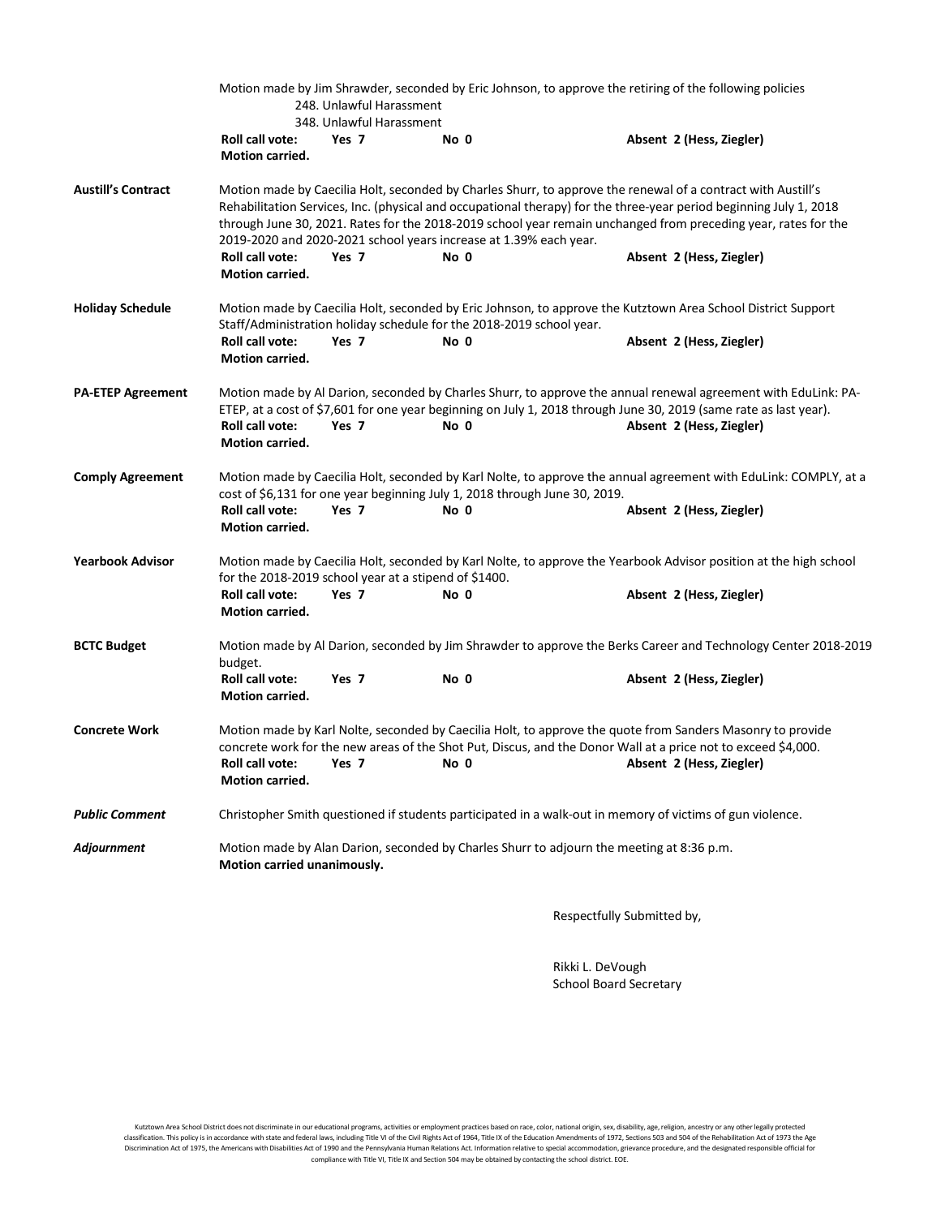Motion made by Jim Shrawder, seconded by Eric Johnson, to approve the retiring of the following policies

248. Unlawful Harassment
348. Unlawful Harassment

**Roll call vote:** Yes 7 No 0 Absent 2 (Hess, Ziegler)
**Motion carried.**

**Austill's Contract**

Motion made by Caecilia Holt, seconded by Charles Shurr, to approve the renewal of a contract with Austill's Rehabilitation Services, Inc. (physical and occupational therapy) for the three-year period beginning July 1, 2018 through June 30, 2021. Rates for the 2018-2019 school year remain unchanged from preceding year, rates for the 2019-2020 and 2020-2021 school years increase at 1.39% each year.

**Roll call vote:** Yes 7 No 0 Absent 2 (Hess, Ziegler)
**Motion carried.**

**Holiday Schedule**

Motion made by Caecilia Holt, seconded by Eric Johnson, to approve the Kutztown Area School District Support Staff/Administration holiday schedule for the 2018-2019 school year.

**Roll call vote:** Yes 7 No 0 Absent 2 (Hess, Ziegler)
**Motion carried.**

**PA-ETEP Agreement**

Motion made by Al Darion, seconded by Charles Shurr, to approve the annual renewal agreement with EduLink: PA-ETEP, at a cost of $7,601 for one year beginning on July 1, 2018 through June 30, 2019 (same rate as last year).

**Roll call vote:** Yes 7 No 0 Absent 2 (Hess, Ziegler)
**Motion carried.**

**Comply Agreement**

Motion made by Caecilia Holt, seconded by Karl Nolte, to approve the annual agreement with EduLink: COMPLY, at a cost of $6,131 for one year beginning July 1, 2018 through June 30, 2019.

**Roll call vote:** Yes 7 No 0 Absent 2 (Hess, Ziegler)
**Motion carried.**

**Yearbook Advisor**

Motion made by Caecilia Holt, seconded by Karl Nolte, to approve the Yearbook Advisor position at the high school for the 2018-2019 school year at a stipend of $1400.

**Roll call vote:** Yes 7 No 0 Absent 2 (Hess, Ziegler)
**Motion carried.**

**BCTC Budget**

Motion made by Al Darion, seconded by Jim Shrawder to approve the Berks Career and Technology Center 2018-2019 budget.

**Roll call vote:** Yes 7 No 0 Absent 2 (Hess, Ziegler)
**Motion carried.**

**Concrete Work**

Motion made by Karl Nolte, seconded by Caecilia Holt, to approve the quote from Sanders Masonry to provide concrete work for the new areas of the Shot Put, Discus, and the Donor Wall at a price not to exceed $4,000.

**Roll call vote:** Yes 7 No 0 Absent 2 (Hess, Ziegler)
**Motion carried.**

***Public Comment***

Christopher Smith questioned if students participated in a walk-out in memory of victims of gun violence.

***Adjournment***

Motion made by Alan Darion, seconded by Charles Shurr to adjourn the meeting at 8:36 p.m.
**Motion carried unanimously.**

Respectfully Submitted by,

Rikki L. DeVough
School Board Secretary

Kutztown Area School District does not discriminate in our educational programs, activities or employment practices based on race, color, national origin, sex, disability, age, religion, ancestry or any other legally protected classification. This policy is in accordance with state and federal laws, including Title VI of the Civil Rights Act of 1964, Title IX of the Education Amendments of 1972, Sections 503 and 504 of the Rehabilitation Act of 1973 the Age Discrimination Act of 1975, the Americans with Disabilities Act of 1990 and the Pennsylvania Human Relations Act. Information relative to special accommodation, grievance procedure, and the designated responsible official for compliance with Title VI, Title IX and Section 504 may be obtained by contacting the school district. EOE.